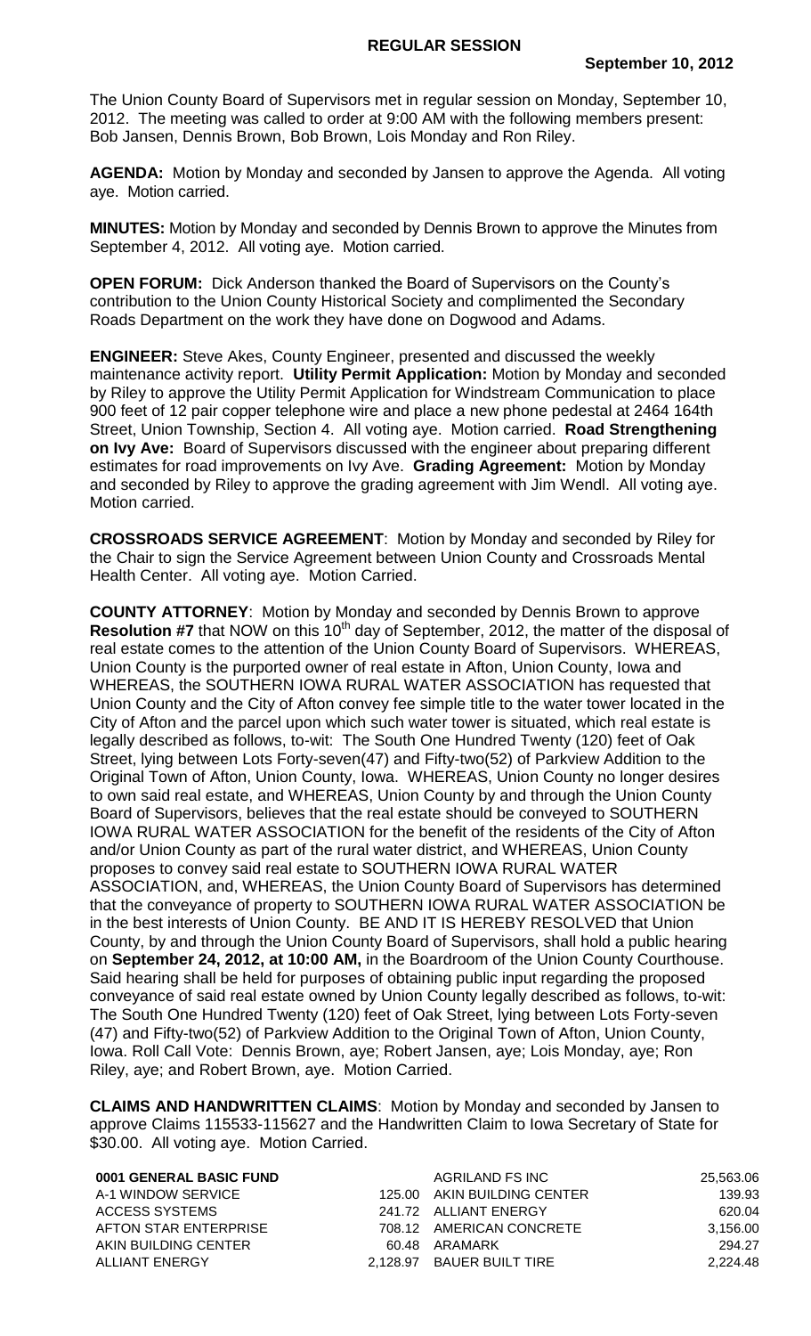# REGULAR SESSION

**September 10, 2012**

The Union County Board of Supervisors met in regular session on Monday, September 10, 2012. The meeting was called to order at 9:00 AM with the following members present: Bob Jansen, Dennis Brown, Bob Brown, Lois Monday and Ron Riley.

**AGENDA:** Motion by Monday and seconded by Jansen to approve the Agenda. All voting aye. Motion carried.

**MINUTES:** Motion by Monday and seconded by Dennis Brown to approve the Minutes from September 4, 2012. All voting aye. Motion carried.

**OPEN FORUM:** Dick Anderson thanked the Board of Supervisors on the County's contribution to the Union County Historical Society and complimented the Secondary Roads Department on the work they have done on Dogwood and Adams.

**ENGINEER:** Steve Akes, County Engineer, presented and discussed the weekly maintenance activity report. **Utility Permit Application:** Motion by Monday and seconded by Riley to approve the Utility Permit Application for Windstream Communication to place 900 feet of 12 pair copper telephone wire and place a new phone pedestal at 2464 164th Street, Union Township, Section 4. All voting aye. Motion carried. **Road Strengthening on Ivy Ave:** Board of Supervisors discussed with the engineer about preparing different estimates for road improvements on Ivy Ave. **Grading Agreement:** Motion by Monday and seconded by Riley to approve the grading agreement with Jim Wendl. All voting aye. Motion carried.

**CROSSROADS SERVICE AGREEMENT**: Motion by Monday and seconded by Riley for the Chair to sign the Service Agreement between Union County and Crossroads Mental Health Center. All voting aye. Motion Carried.

**COUNTY ATTORNEY**: Motion by Monday and seconded by Dennis Brown to approve **Resolution #7** that NOW on this 10th day of September, 2012, the matter of the disposal of real estate comes to the attention of the Union County Board of Supervisors. WHEREAS, Union County is the purported owner of real estate in Afton, Union County, Iowa and WHEREAS, the SOUTHERN IOWA RURAL WATER ASSOCIATION has requested that Union County and the City of Afton convey fee simple title to the water tower located in the City of Afton and the parcel upon which such water tower is situated, which real estate is legally described as follows, to-wit: The South One Hundred Twenty (120) feet of Oak Street, lying between Lots Forty-seven(47) and Fifty-two(52) of Parkview Addition to the Original Town of Afton, Union County, Iowa. WHEREAS, Union County no longer desires to own said real estate, and WHEREAS, Union County by and through the Union County Board of Supervisors, believes that the real estate should be conveyed to SOUTHERN IOWA RURAL WATER ASSOCIATION for the benefit of the residents of the City of Afton and/or Union County as part of the rural water district, and WHEREAS, Union County proposes to convey said real estate to SOUTHERN IOWA RURAL WATER ASSOCIATION, and, WHEREAS, the Union County Board of Supervisors has determined that the conveyance of property to SOUTHERN IOWA RURAL WATER ASSOCIATION be in the best interests of Union County. BE AND IT IS HEREBY RESOLVED that Union County, by and through the Union County Board of Supervisors, shall hold a public hearing on **September 24, 2012, at 10:00 AM,** in the Boardroom of the Union County Courthouse. Said hearing shall be held for purposes of obtaining public input regarding the proposed conveyance of said real estate owned by Union County legally described as follows, to-wit: The South One Hundred Twenty (120) feet of Oak Street, lying between Lots Forty-seven (47) and Fifty-two(52) of Parkview Addition to the Original Town of Afton, Union County, Iowa. Roll Call Vote: Dennis Brown, aye; Robert Jansen, aye; Lois Monday, aye; Ron Riley, aye; and Robert Brown, aye. Motion Carried.

**CLAIMS AND HANDWRITTEN CLAIMS**: Motion by Monday and seconded by Jansen to approve Claims 115533-115627 and the Handwritten Claim to Iowa Secretary of State for $30.00. All voting aye. Motion Carried.

**0001 GENERAL BASIC FUND**

| | |
|---|---|
| A-1 WINDOW SERVICE | 125.00 |
| ACCESS SYSTEMS | 241.72 |
| AFTON STAR ENTERPRISE | 708.12 |
| AKIN BUILDING CENTER | 60.48 |
| ALLIANT ENERGY | 2,128.97 |
| AGRILAND FS INC | 25,563.06 |
| AKIN BUILDING CENTER | 139.93 |
| ALLIANT ENERGY | 620.04 |
| AMERICAN CONCRETE | 3,156.00 |
| ARAMARK | 294.27 |
| BAUER BUILT TIRE | 2,224.48 |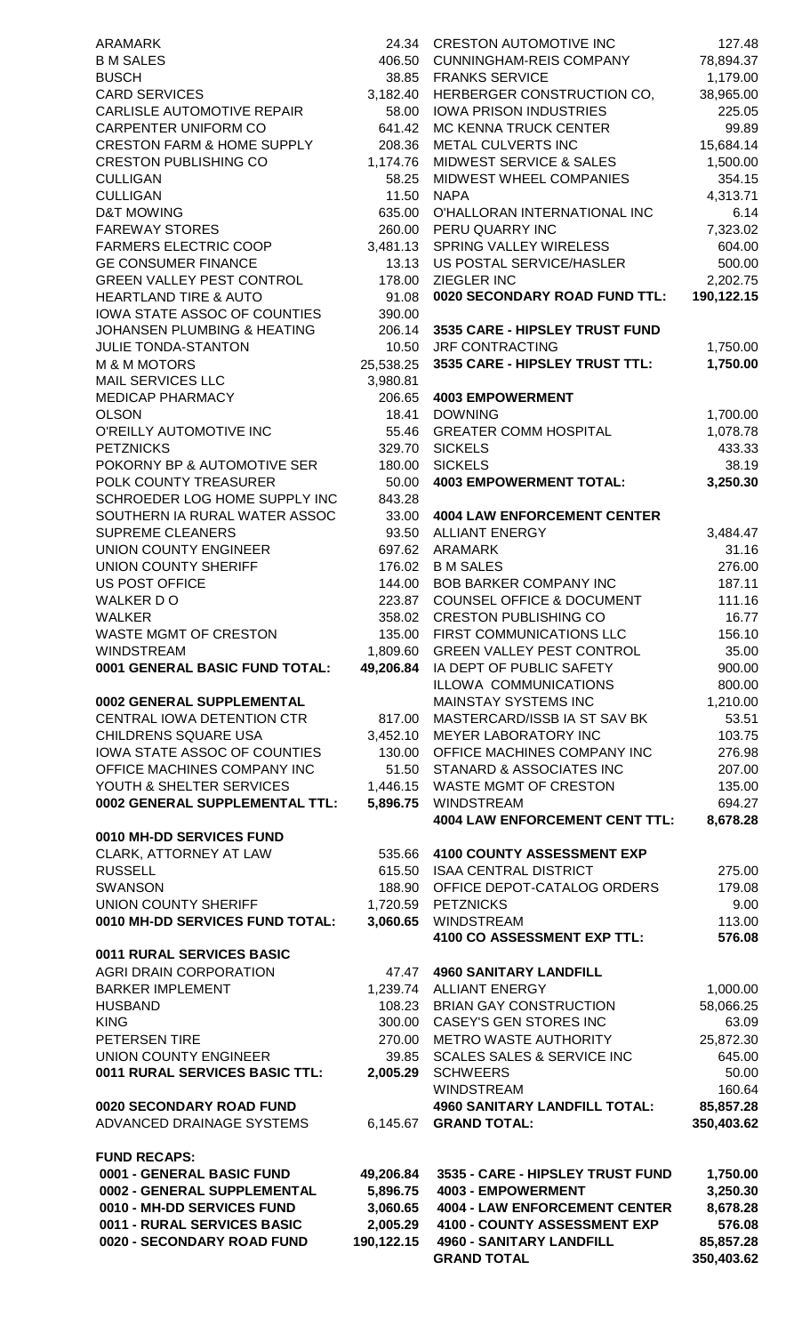| | |
|---|---|
| ARAMARK | 24.34 |
| B M SALES | 406.50 |
| BUSCH | 38.85 |
| CARD SERVICES | 3,182.40 |
| CARLISLE AUTOMOTIVE REPAIR | 58.00 |
| CARPENTER UNIFORM CO | 641.42 |
| CRESTON FARM & HOME SUPPLY | 208.36 |
| CRESTON PUBLISHING CO | 1,174.76 |
| CULLIGAN | 58.25 |
| CULLIGAN | 11.50 |
| D&T MOWING | 635.00 |
| FAREWAY STORES | 260.00 |
| FARMERS ELECTRIC COOP | 3,481.13 |
| GE CONSUMER FINANCE | 13.13 |
| GREEN VALLEY PEST CONTROL | 178.00 |
| HEARTLAND TIRE & AUTO | 91.08 |
| IOWA STATE ASSOC OF COUNTIES | 390.00 |
| JOHANSEN PLUMBING & HEATING | 206.14 |
| JULIE TONDA-STANTON | 10.50 |
| M & M MOTORS | 25,538.25 |
| MAIL SERVICES LLC | 3,980.81 |
| MEDICAP PHARMACY | 206.65 |
| OLSON | 18.41 |
| O'REILLY AUTOMOTIVE INC | 55.46 |
| PETZNICKS | 329.70 |
| POKORNY BP & AUTOMOTIVE SER | 180.00 |
| POLK COUNTY TREASURER | 50.00 |
| SCHROEDER LOG HOME SUPPLY INC | 843.28 |
| SOUTHERN IA RURAL WATER ASSOC | 33.00 |
| SUPREME CLEANERS | 93.50 |
| UNION COUNTY ENGINEER | 697.62 |
| UNION COUNTY SHERIFF | 176.02 |
| US POST OFFICE | 144.00 |
| WALKER D O | 223.87 |
| WALKER | 358.02 |
| WASTE MGMT OF CRESTON | 135.00 |
| WINDSTREAM | 1,809.60 |
| **0001 GENERAL BASIC FUND TOTAL:** | **49,206.84** |

**0002 GENERAL SUPPLEMENTAL**

| | |
|---|---|
| CENTRAL IOWA DETENTION CTR | 817.00 |
| CHILDRENS SQUARE USA | 3,452.10 |
| IOWA STATE ASSOC OF COUNTIES | 130.00 |
| OFFICE MACHINES COMPANY INC | 51.50 |
| YOUTH & SHELTER SERVICES | 1,446.15 |
| **0002 GENERAL SUPPLEMENTAL TTL:** | **5,896.75** |

**0010 MH-DD SERVICES FUND**

| | |
|---|---|
| CLARK, ATTORNEY AT LAW | 535.66 |
| RUSSELL | 615.50 |
| SWANSON | 188.90 |
| UNION COUNTY SHERIFF | 1,720.59 |
| **0010 MH-DD SERVICES FUND TOTAL:** | **3,060.65** |

**0011 RURAL SERVICES BASIC**

| | |
|---|---|
| AGRI DRAIN CORPORATION | 47.47 |
| BARKER IMPLEMENT | 1,239.74 |
| HUSBAND | 108.23 |
| KING | 300.00 |
| PETERSEN TIRE | 270.00 |
| UNION COUNTY ENGINEER | 39.85 |
| **0011 RURAL SERVICES BASIC TTL:** | **2,005.29** |

**0020 SECONDARY ROAD FUND**

| | |
|---|---|
| ADVANCED DRAINAGE SYSTEMS | 6,145.67 |
| CRESTON AUTOMOTIVE INC | 127.48 |
| CUNNINGHAM-REIS COMPANY | 78,894.37 |
| FRANKS SERVICE | 1,179.00 |
| HERBERGER CONSTRUCTION CO, | 38,965.00 |
| IOWA PRISON INDUSTRIES | 225.05 |
| MC KENNA TRUCK CENTER | 99.89 |
| METAL CULVERTS INC | 15,684.14 |
| MIDWEST SERVICE & SALES | 1,500.00 |
| MIDWEST WHEEL COMPANIES | 354.15 |
| NAPA | 4,313.71 |
| O'HALLORAN INTERNATIONAL INC | 6.14 |
| PERU QUARRY INC | 7,323.02 |
| SPRING VALLEY WIRELESS | 604.00 |
| US POSTAL SERVICE/HASLER | 500.00 |
| ZIEGLER INC | 2,202.75 |
| **0020 SECONDARY ROAD FUND TTL:** | **190,122.15** |

**3535 CARE - HIPSLEY TRUST FUND**

| | |
|---|---|
| JRF CONTRACTING | 1,750.00 |
| **3535 CARE - HIPSLEY TRUST TTL:** | **1,750.00** |

**4003 EMPOWERMENT**

| | |
|---|---|
| DOWNING | 1,700.00 |
| GREATER COMM HOSPITAL | 1,078.78 |
| SICKELS | 433.33 |
| SICKELS | 38.19 |
| **4003 EMPOWERMENT TOTAL:** | **3,250.30** |

**4004 LAW ENFORCEMENT CENTER**

| | |
|---|---|
| ALLIANT ENERGY | 3,484.47 |
| ARAMARK | 31.16 |
| B M SALES | 276.00 |
| BOB BARKER COMPANY INC | 187.11 |
| COUNSEL OFFICE & DOCUMENT | 111.16 |
| CRESTON PUBLISHING CO | 16.77 |
| FIRST COMMUNICATIONS LLC | 156.10 |
| GREEN VALLEY PEST CONTROL | 35.00 |
| IA DEPT OF PUBLIC SAFETY | 900.00 |
| ILLOWA COMMUNICATIONS | 800.00 |
| MAINSTAY SYSTEMS INC | 1,210.00 |
| MASTERCARD/ISSB IA ST SAV BK | 53.51 |
| MEYER LABORATORY INC | 103.75 |
| OFFICE MACHINES COMPANY INC | 276.98 |
| STANARD & ASSOCIATES INC | 207.00 |
| WASTE MGMT OF CRESTON | 135.00 |
| WINDSTREAM | 694.27 |
| **4004 LAW ENFORCEMENT CENT TTL:** | **8,678.28** |

**4100 COUNTY ASSESSMENT EXP**

| | |
|---|---|
| ISAA CENTRAL DISTRICT | 275.00 |
| OFFICE DEPOT-CATALOG ORDERS | 179.08 |
| PETZNICKS | 9.00 |
| WINDSTREAM | 113.00 |
| **4100 CO ASSESSMENT EXP TTL:** | **576.08** |

**4960 SANITARY LANDFILL**

| | |
|---|---|
| ALLIANT ENERGY | 1,000.00 |
| BRIAN GAY CONSTRUCTION | 58,066.25 |
| CASEY'S GEN STORES INC | 63.09 |
| METRO WASTE AUTHORITY | 25,872.30 |
| SCALES SALES & SERVICE INC | 645.00 |
| SCHWEERS | 50.00 |
| WINDSTREAM | 160.64 |
| **4960 SANITARY LANDFILL TOTAL:** | **85,857.28** |
| **GRAND TOTAL:** | **350,403.62** |

**FUND RECAPS:**

| | |
|---|---|
| **0001 - GENERAL BASIC FUND** | **49,206.84** |
| **0002 - GENERAL SUPPLEMENTAL** | **5,896.75** |
| **0010 - MH-DD SERVICES FUND** | **3,060.65** |
| **0011 - RURAL SERVICES BASIC** | **2,005.29** |
| **0020 - SECONDARY ROAD FUND** | **190,122.15** |
| **3535 - CARE - HIPSLEY TRUST FUND** | **1,750.00** |
| **4003 - EMPOWERMENT** | **3,250.30** |
| **4004 - LAW ENFORCEMENT CENTER** | **8,678.28** |
| **4100 - COUNTY ASSESSMENT EXP** | **576.08** |
| **4960 - SANITARY LANDFILL** | **85,857.28** |
| **GRAND TOTAL** | **350,403.62** |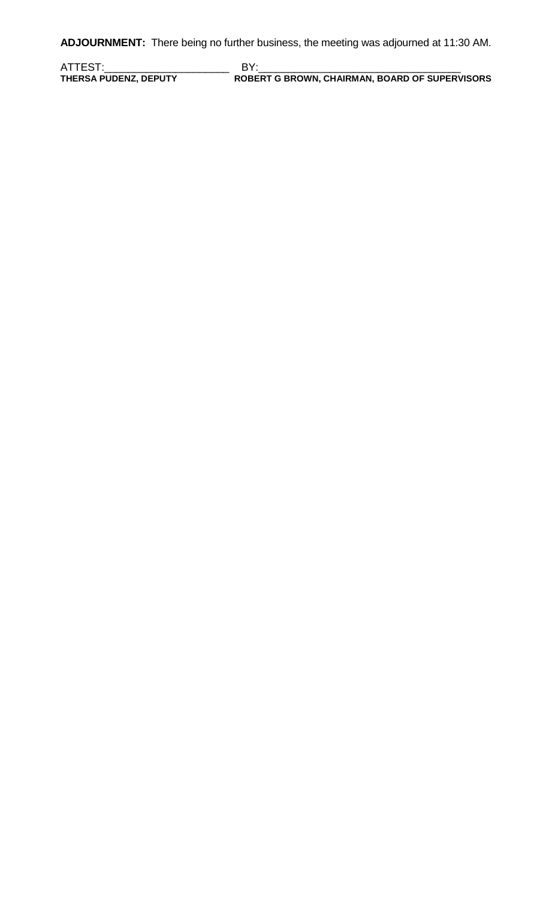**ADJOURNMENT:** There being no further business, the meeting was adjourned at 11:30 AM.

ATTEST:______________________ BY:____________________________________

**THERSA PUDENZ, DEPUTY** **ROBERT G BROWN, CHAIRMAN, BOARD OF SUPERVISORS**